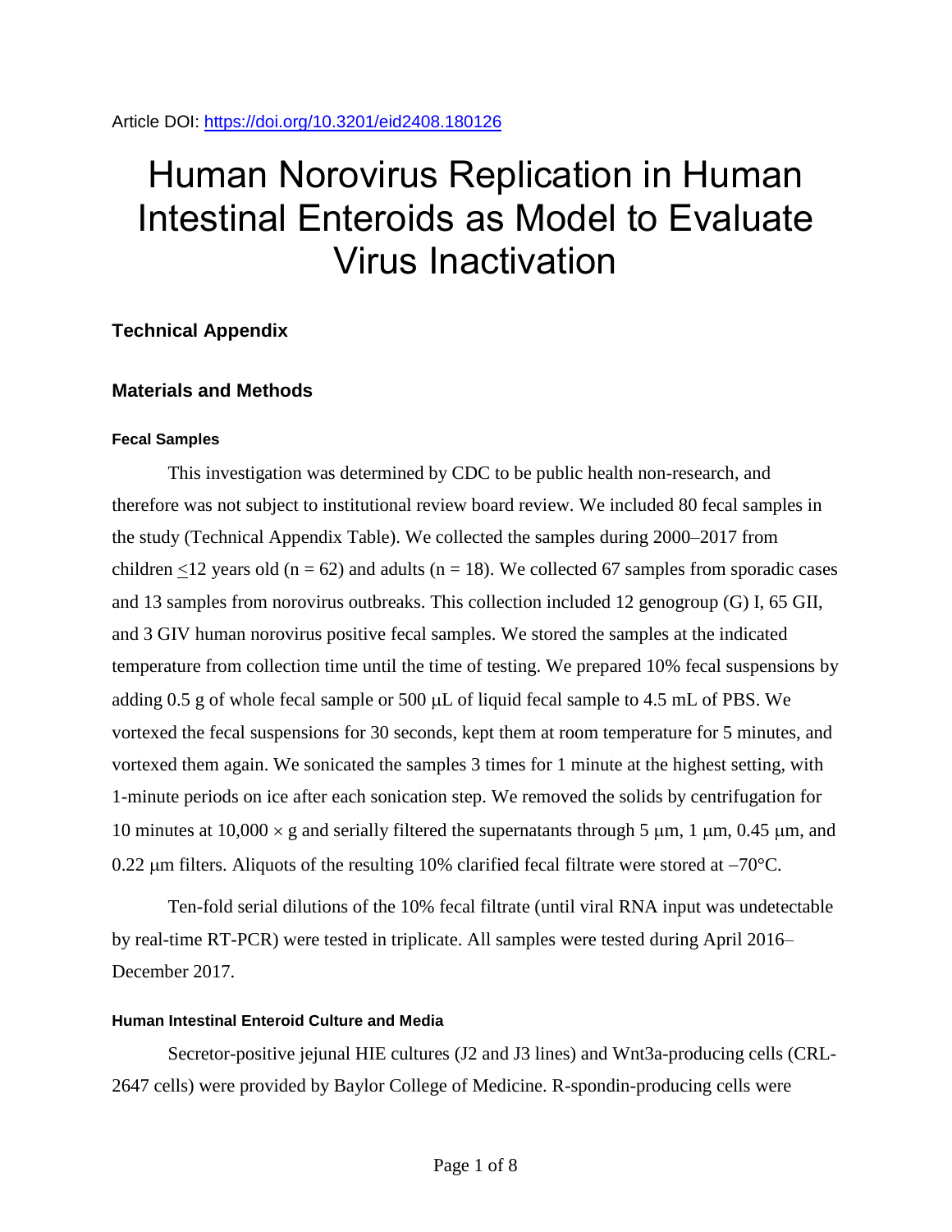Article DOI: https://doi.org/10.3201/eid2408.180126

# Human Norovirus Replication in Human Intestinal Enteroids as Model to Evaluate Virus Inactivation

## Technical Appendix

## Materials and Methods

### Fecal Samples

This investigation was determined by CDC to be public health non-research, and therefore was not subject to institutional review board review. We included 80 fecal samples in the study (Technical Appendix Table). We collected the samples during 2000–2017 from children $\leq$12 years old (n = 62) and adults (n = 18). We collected 67 samples from sporadic cases and 13 samples from norovirus outbreaks. This collection included 12 genogroup (G) I, 65 GII, and 3 GIV human norovirus positive fecal samples. We stored the samples at the indicated temperature from collection time until the time of testing. We prepared 10% fecal suspensions by adding 0.5 g of whole fecal sample or 500 μL of liquid fecal sample to 4.5 mL of PBS. We vortexed the fecal suspensions for 30 seconds, kept them at room temperature for 5 minutes, and vortexed them again. We sonicated the samples 3 times for 1 minute at the highest setting, with 1-minute periods on ice after each sonication step. We removed the solids by centrifugation for 10 minutes at 10,000 × g and serially filtered the supernatants through 5 μm, 1 μm, 0.45 μm, and 0.22 μm filters. Aliquots of the resulting 10% clarified fecal filtrate were stored at −70°C.

Ten-fold serial dilutions of the 10% fecal filtrate (until viral RNA input was undetectable by real-time RT-PCR) were tested in triplicate. All samples were tested during April 2016–December 2017.

### Human Intestinal Enteroid Culture and Media

Secretor-positive jejunal HIE cultures (J2 and J3 lines) and Wnt3a-producing cells (CRL-2647 cells) were provided by Baylor College of Medicine. R-spondin-producing cells were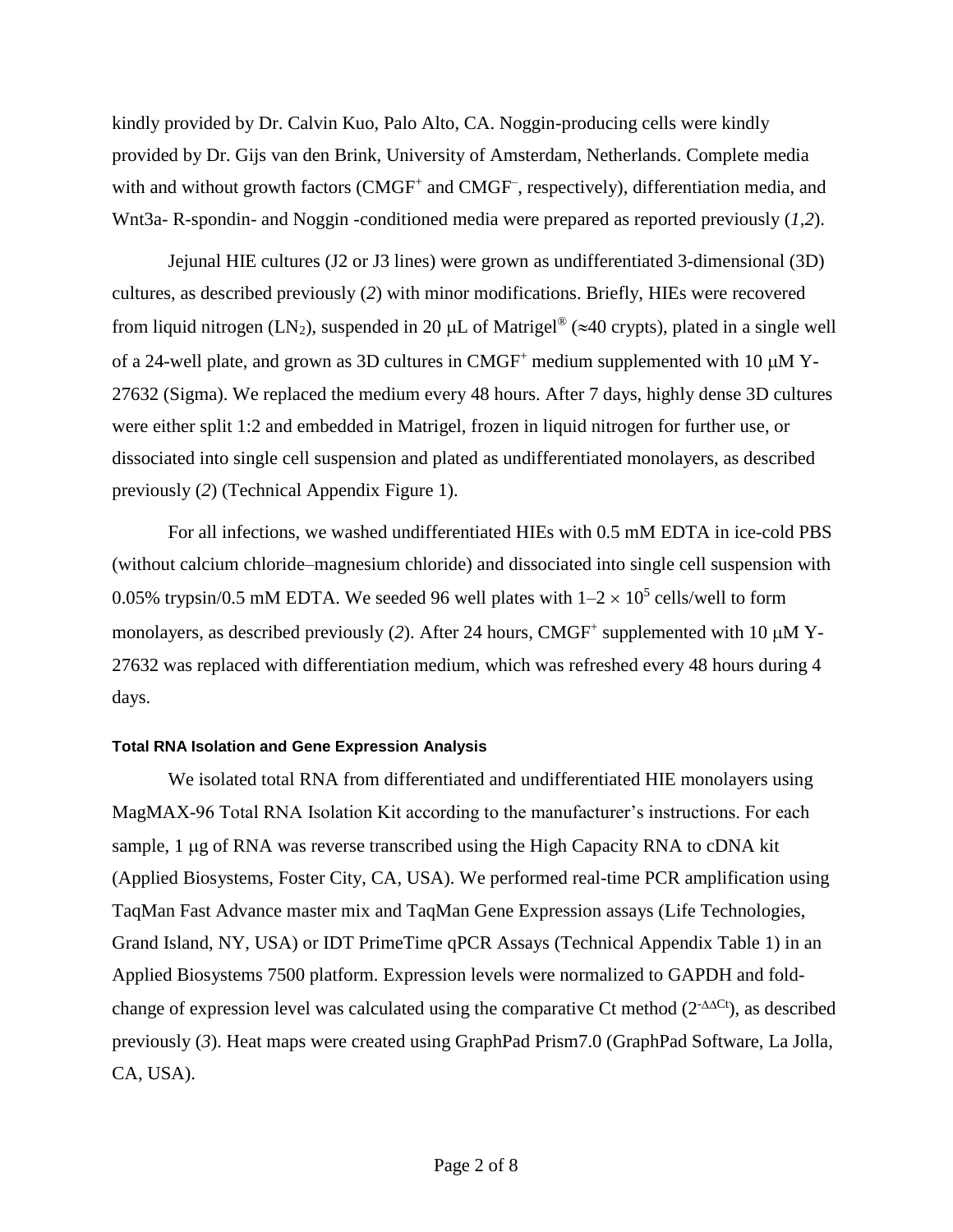kindly provided by Dr. Calvin Kuo, Palo Alto, CA. Noggin-producing cells were kindly provided by Dr. Gijs van den Brink, University of Amsterdam, Netherlands. Complete media with and without growth factors ($CMGF^+$ and $CMGF^–$, respectively), differentiation media, and Wnt3a- R-spondin- and Noggin -conditioned media were prepared as reported previously (*1*,*2*).

Jejunal HIE cultures (J2 or J3 lines) were grown as undifferentiated 3-dimensional (3D) cultures, as described previously (*2*) with minor modifications. Briefly, HIEs were recovered from liquid nitrogen ($LN_2$), suspended in 20 μL of Matrigel® (≈40 crypts), plated in a single well of a 24-well plate, and grown as 3D cultures in $CMGF^+$ medium supplemented with 10 μM Y-27632 (Sigma). We replaced the medium every 48 hours. After 7 days, highly dense 3D cultures were either split 1:2 and embedded in Matrigel, frozen in liquid nitrogen for further use, or dissociated into single cell suspension and plated as undifferentiated monolayers, as described previously (*2*) (Technical Appendix Figure 1).

For all infections, we washed undifferentiated HIEs with 0.5 mM EDTA in ice-cold PBS (without calcium chloride–magnesium chloride) and dissociated into single cell suspension with 0.05% trypsin/0.5 mM EDTA. We seeded 96 well plates with $1–2 \times 10^5$ cells/well to form monolayers, as described previously (*2*). After 24 hours, $CMGF^+$ supplemented with 10 μM Y-27632 was replaced with differentiation medium, which was refreshed every 48 hours during 4 days.

#### Total RNA Isolation and Gene Expression Analysis

We isolated total RNA from differentiated and undifferentiated HIE monolayers using MagMAX-96 Total RNA Isolation Kit according to the manufacturer's instructions. For each sample, 1 μg of RNA was reverse transcribed using the High Capacity RNA to cDNA kit (Applied Biosystems, Foster City, CA, USA). We performed real-time PCR amplification using TaqMan Fast Advance master mix and TaqMan Gene Expression assays (Life Technologies, Grand Island, NY, USA) or IDT PrimeTime qPCR Assays (Technical Appendix Table 1) in an Applied Biosystems 7500 platform. Expression levels were normalized to GAPDH and fold-change of expression level was calculated using the comparative Ct method ($2^{-\Delta\Delta Ct}$), as described previously (*3*). Heat maps were created using GraphPad Prism7.0 (GraphPad Software, La Jolla, CA, USA).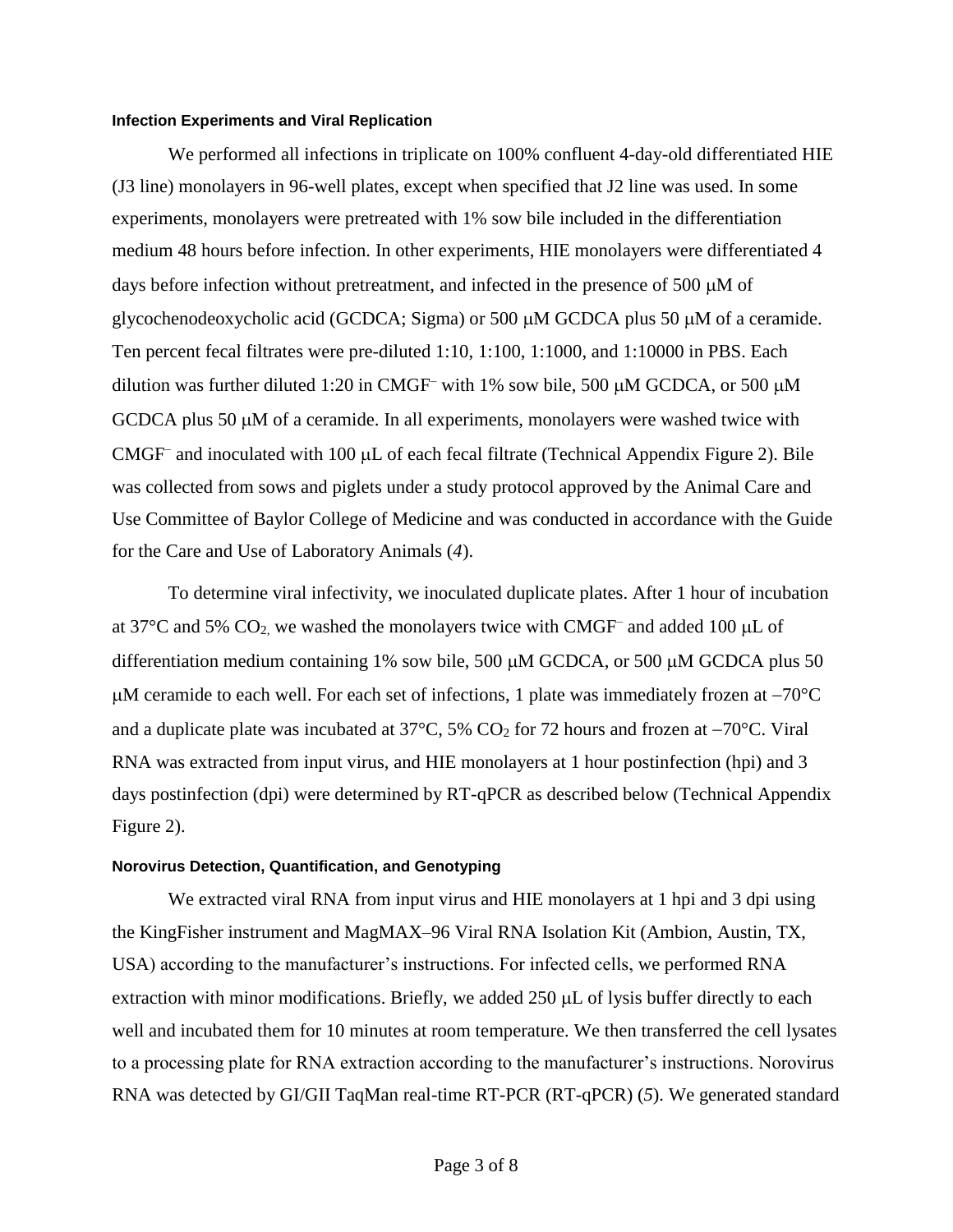### Infection Experiments and Viral Replication

We performed all infections in triplicate on 100% confluent 4-day-old differentiated HIE (J3 line) monolayers in 96-well plates, except when specified that J2 line was used. In some experiments, monolayers were pretreated with 1% sow bile included in the differentiation medium 48 hours before infection. In other experiments, HIE monolayers were differentiated 4 days before infection without pretreatment, and infected in the presence of 500 μM of glycochenodeoxycholic acid (GCDCA; Sigma) or 500 μM GCDCA plus 50 μM of a ceramide. Ten percent fecal filtrates were pre-diluted 1:10, 1:100, 1:1000, and 1:10000 in PBS. Each dilution was further diluted 1:20 in $CMGF^-$ with 1% sow bile, 500 μM GCDCA, or 500 μM GCDCA plus 50 μM of a ceramide. In all experiments, monolayers were washed twice with $CMGF^-$ and inoculated with 100 μL of each fecal filtrate (Technical Appendix Figure 2). Bile was collected from sows and piglets under a study protocol approved by the Animal Care and Use Committee of Baylor College of Medicine and was conducted in accordance with the Guide for the Care and Use of Laboratory Animals (*4*).

To determine viral infectivity, we inoculated duplicate plates. After 1 hour of incubation at 37°C and 5% $CO_2$, we washed the monolayers twice with $CMGF^-$ and added 100 μL of differentiation medium containing 1% sow bile, 500 μM GCDCA, or 500 μM GCDCA plus 50 μM ceramide to each well. For each set of infections, 1 plate was immediately frozen at −70°C and a duplicate plate was incubated at 37°C, 5% $CO_2$ for 72 hours and frozen at −70°C. Viral RNA was extracted from input virus, and HIE monolayers at 1 hour postinfection (hpi) and 3 days postinfection (dpi) were determined by RT-qPCR as described below (Technical Appendix Figure 2).

### Norovirus Detection, Quantification, and Genotyping

We extracted viral RNA from input virus and HIE monolayers at 1 hpi and 3 dpi using the KingFisher instrument and MagMAX–96 Viral RNA Isolation Kit (Ambion, Austin, TX, USA) according to the manufacturer's instructions. For infected cells, we performed RNA extraction with minor modifications. Briefly, we added 250 μL of lysis buffer directly to each well and incubated them for 10 minutes at room temperature. We then transferred the cell lysates to a processing plate for RNA extraction according to the manufacturer's instructions. Norovirus RNA was detected by GI/GII TaqMan real-time RT-PCR (RT-qPCR) (*5*). We generated standard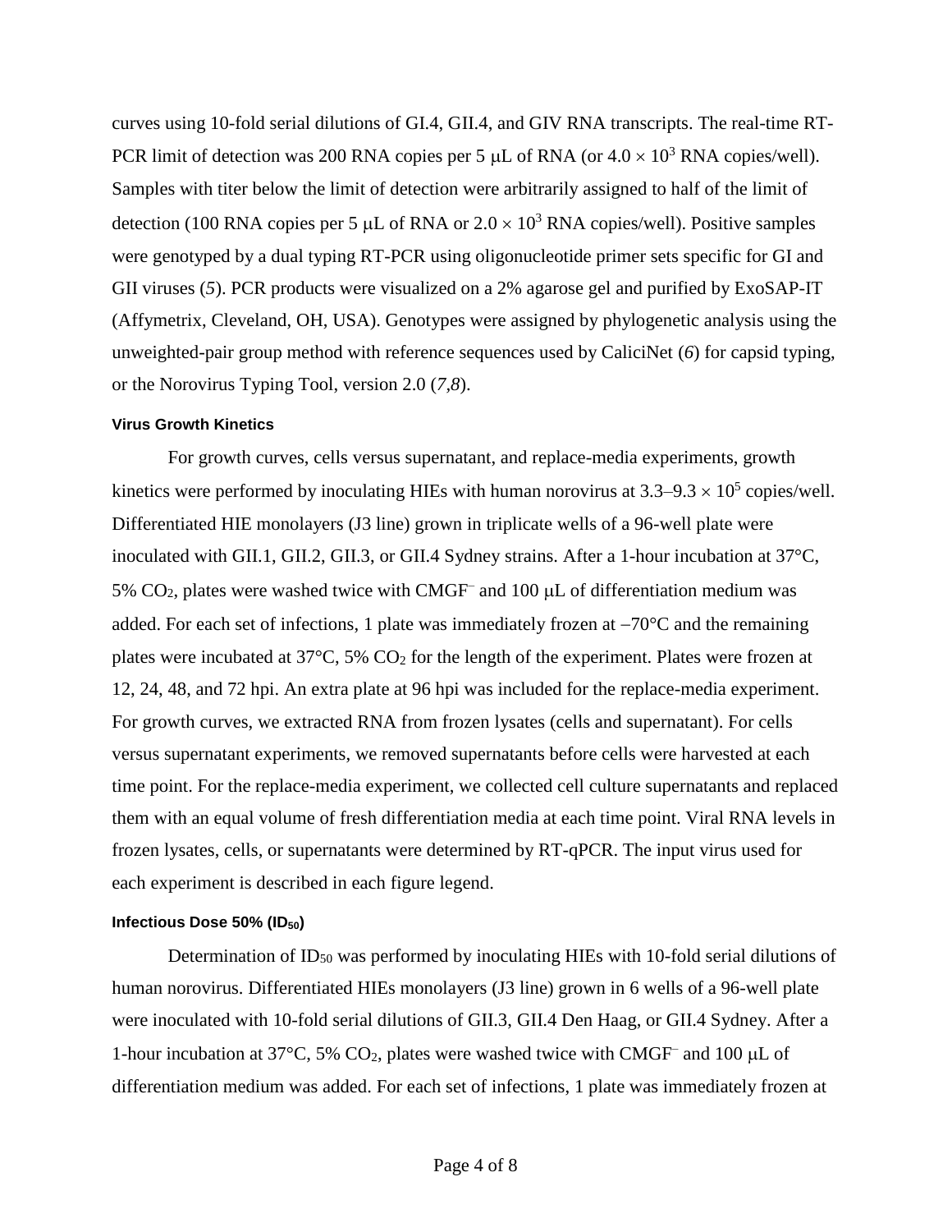curves using 10-fold serial dilutions of GI.4, GII.4, and GIV RNA transcripts. The real-time RT-PCR limit of detection was 200 RNA copies per 5 μL of RNA (or $4.0 \times 10^3$ RNA copies/well). Samples with titer below the limit of detection were arbitrarily assigned to half of the limit of detection (100 RNA copies per 5 μL of RNA or $2.0 \times 10^3$ RNA copies/well). Positive samples were genotyped by a dual typing RT-PCR using oligonucleotide primer sets specific for GI and GII viruses (*5*). PCR products were visualized on a 2% agarose gel and purified by ExoSAP-IT (Affymetrix, Cleveland, OH, USA). Genotypes were assigned by phylogenetic analysis using the unweighted-pair group method with reference sequences used by CaliciNet (*6*) for capsid typing, or the Norovirus Typing Tool, version 2.0 (*7,8*).

#### Virus Growth Kinetics

For growth curves, cells versus supernatant, and replace-media experiments, growth kinetics were performed by inoculating HIEs with human norovirus at $3.3–9.3 \times 10^5$ copies/well. Differentiated HIE monolayers (J3 line) grown in triplicate wells of a 96-well plate were inoculated with GII.1, GII.2, GII.3, or GII.4 Sydney strains. After a 1-hour incubation at 37°C, 5% $CO_2$, plates were washed twice with $CMGF^-$ and 100 μL of differentiation medium was added. For each set of infections, 1 plate was immediately frozen at −70°C and the remaining plates were incubated at 37°C, 5% $CO_2$ for the length of the experiment. Plates were frozen at 12, 24, 48, and 72 hpi. An extra plate at 96 hpi was included for the replace-media experiment. For growth curves, we extracted RNA from frozen lysates (cells and supernatant). For cells versus supernatant experiments, we removed supernatants before cells were harvested at each time point. For the replace-media experiment, we collected cell culture supernatants and replaced them with an equal volume of fresh differentiation media at each time point. Viral RNA levels in frozen lysates, cells, or supernatants were determined by RT-qPCR. The input virus used for each experiment is described in each figure legend.

#### Infectious Dose 50% ($ID_{50}$)

Determination of $ID_{50}$ was performed by inoculating HIEs with 10-fold serial dilutions of human norovirus. Differentiated HIEs monolayers (J3 line) grown in 6 wells of a 96-well plate were inoculated with 10-fold serial dilutions of GII.3, GII.4 Den Haag, or GII.4 Sydney. After a 1-hour incubation at 37°C, 5% $CO_2$, plates were washed twice with $CMGF^-$ and 100 μL of differentiation medium was added. For each set of infections, 1 plate was immediately frozen at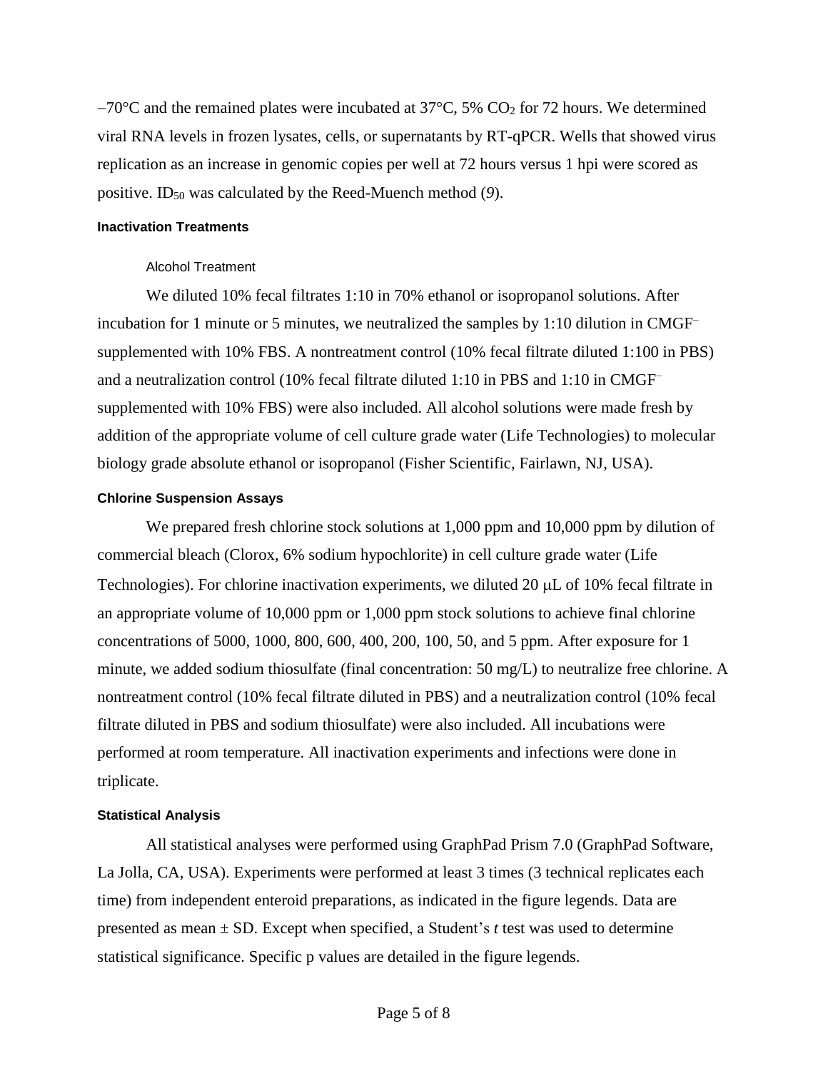−70°C and the remained plates were incubated at 37°C, 5% $CO_2$ for 72 hours. We determined viral RNA levels in frozen lysates, cells, or supernatants by RT-qPCR. Wells that showed virus replication as an increase in genomic copies per well at 72 hours versus 1 hpi were scored as positive. $ID_{50}$ was calculated by the Reed-Muench method (*9*).

### Inactivation Treatments

#### Alcohol Treatment

We diluted 10% fecal filtrates 1:10 in 70% ethanol or isopropanol solutions. After incubation for 1 minute or 5 minutes, we neutralized the samples by 1:10 dilution in CMGF⁻ supplemented with 10% FBS. A nontreatment control (10% fecal filtrate diluted 1:100 in PBS) and a neutralization control (10% fecal filtrate diluted 1:10 in PBS and 1:10 in CMGF⁻ supplemented with 10% FBS) were also included. All alcohol solutions were made fresh by addition of the appropriate volume of cell culture grade water (Life Technologies) to molecular biology grade absolute ethanol or isopropanol (Fisher Scientific, Fairlawn, NJ, USA).

### Chlorine Suspension Assays

We prepared fresh chlorine stock solutions at 1,000 ppm and 10,000 ppm by dilution of commercial bleach (Clorox, 6% sodium hypochlorite) in cell culture grade water (Life Technologies). For chlorine inactivation experiments, we diluted 20 μL of 10% fecal filtrate in an appropriate volume of 10,000 ppm or 1,000 ppm stock solutions to achieve final chlorine concentrations of 5000, 1000, 800, 600, 400, 200, 100, 50, and 5 ppm. After exposure for 1 minute, we added sodium thiosulfate (final concentration: 50 mg/L) to neutralize free chlorine. A nontreatment control (10% fecal filtrate diluted in PBS) and a neutralization control (10% fecal filtrate diluted in PBS and sodium thiosulfate) were also included. All incubations were performed at room temperature. All inactivation experiments and infections were done in triplicate.

### Statistical Analysis

All statistical analyses were performed using GraphPad Prism 7.0 (GraphPad Software, La Jolla, CA, USA). Experiments were performed at least 3 times (3 technical replicates each time) from independent enteroid preparations, as indicated in the figure legends. Data are presented as mean ± SD. Except when specified, a Student's *t* test was used to determine statistical significance. Specific p values are detailed in the figure legends.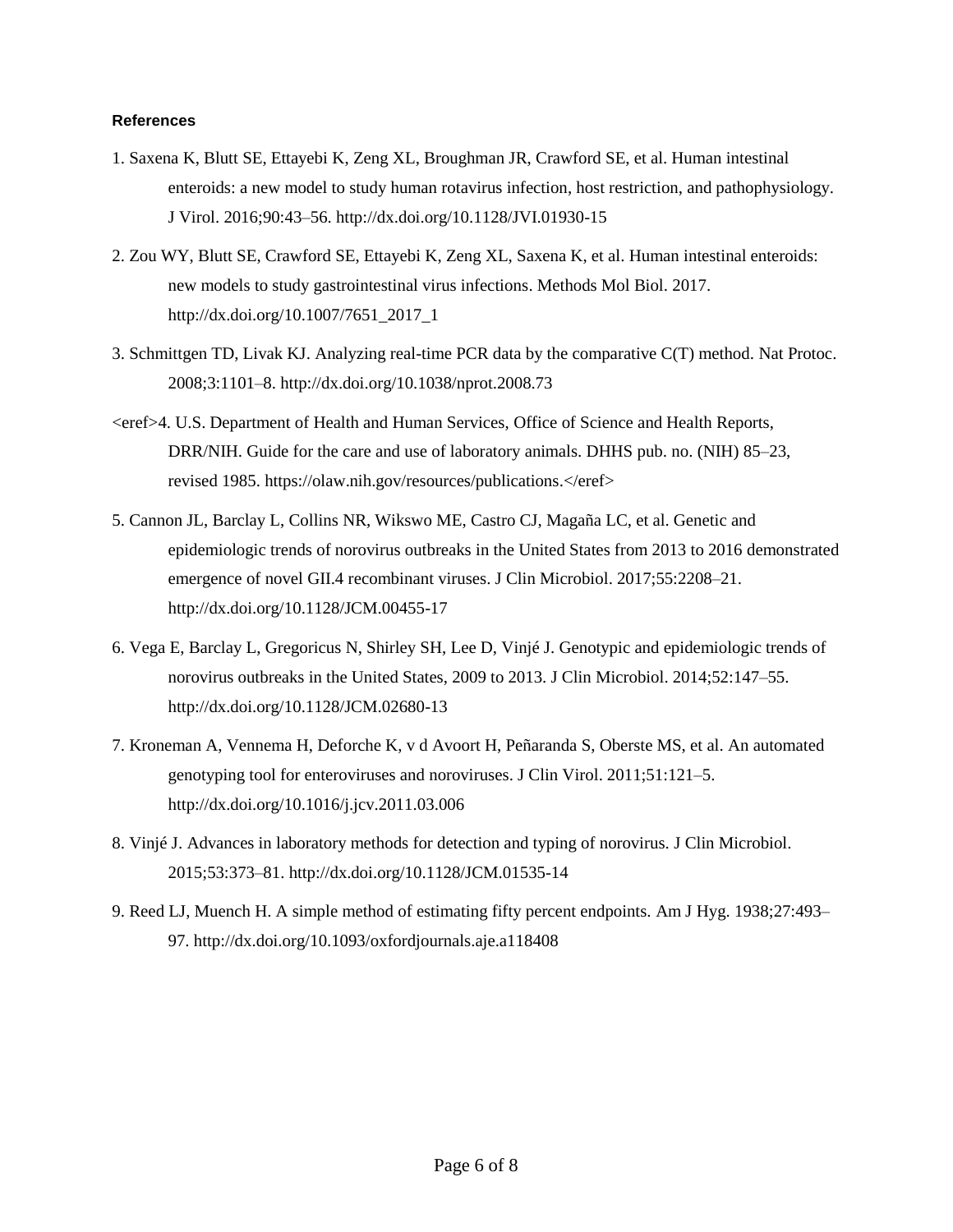**References**

1. Saxena K, Blutt SE, Ettayebi K, Zeng XL, Broughman JR, Crawford SE, et al. Human intestinal enteroids: a new model to study human rotavirus infection, host restriction, and pathophysiology. J Virol. 2016;90:43–56. http://dx.doi.org/10.1128/JVI.01930-15

2. Zou WY, Blutt SE, Crawford SE, Ettayebi K, Zeng XL, Saxena K, et al. Human intestinal enteroids: new models to study gastrointestinal virus infections. Methods Mol Biol. 2017. http://dx.doi.org/10.1007/7651_2017_1

3. Schmittgen TD, Livak KJ. Analyzing real-time PCR data by the comparative C(T) method. Nat Protoc. 2008;3:1101–8. http://dx.doi.org/10.1038/nprot.2008.73

<eref>4. U.S. Department of Health and Human Services, Office of Science and Health Reports, DRR/NIH. Guide for the care and use of laboratory animals. DHHS pub. no. (NIH) 85–23, revised 1985. https://olaw.nih.gov/resources/publications.</eref>

5. Cannon JL, Barclay L, Collins NR, Wikswo ME, Castro CJ, Magaña LC, et al. Genetic and epidemiologic trends of norovirus outbreaks in the United States from 2013 to 2016 demonstrated emergence of novel GII.4 recombinant viruses. J Clin Microbiol. 2017;55:2208–21. http://dx.doi.org/10.1128/JCM.00455-17

6. Vega E, Barclay L, Gregoricus N, Shirley SH, Lee D, Vinjé J. Genotypic and epidemiologic trends of norovirus outbreaks in the United States, 2009 to 2013. J Clin Microbiol. 2014;52:147–55. http://dx.doi.org/10.1128/JCM.02680-13

7. Kroneman A, Vennema H, Deforche K, v d Avoort H, Peñaranda S, Oberste MS, et al. An automated genotyping tool for enteroviruses and noroviruses. J Clin Virol. 2011;51:121–5. http://dx.doi.org/10.1016/j.jcv.2011.03.006

8. Vinjé J. Advances in laboratory methods for detection and typing of norovirus. J Clin Microbiol. 2015;53:373–81. http://dx.doi.org/10.1128/JCM.01535-14

9. Reed LJ, Muench H. A simple method of estimating fifty percent endpoints. Am J Hyg. 1938;27:493–97. http://dx.doi.org/10.1093/oxfordjournals.aje.a118408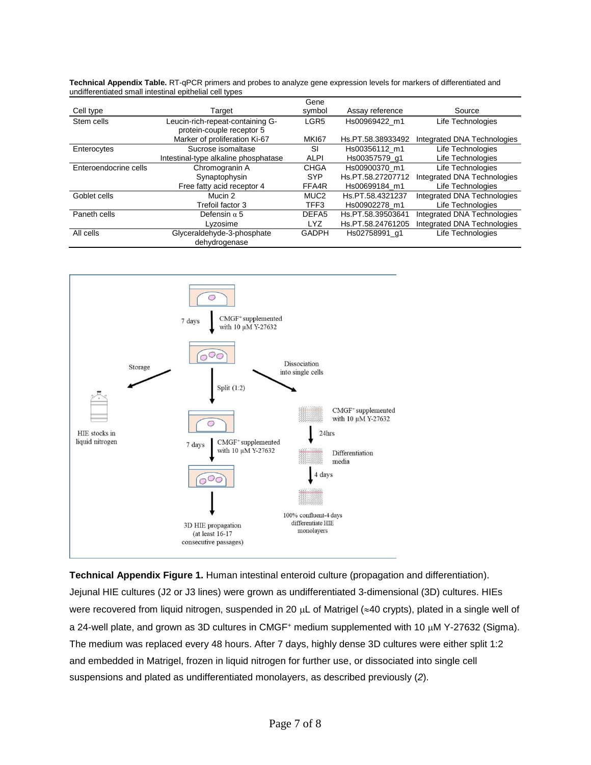**Technical Appendix Table.** RT-qPCR primers and probes to analyze gene expression levels for markers of differentiated and undifferentiated small intestinal epithelial cell types

| Cell type | Target | Gene symbol | Assay reference | Source |
|---|---|---|---|---|
| Stem cells | Leucin-rich-repeat-containing G-protein-couple receptor 5 | LGR5 | Hs00969422_m1 | Life Technologies |
| | Marker of proliferation Ki-67 | MKI67 | Hs.PT.58.38933492 | Integrated DNA Technologies |
| Enterocytes | Sucrose isomaltase | SI | Hs00356112_m1 | Life Technologies |
| | Intestinal-type alkaline phosphatase | ALPI | Hs00357579_g1 | Life Technologies |
| Enteroendocrine cells | Chromogranin A | CHGA | Hs00900370_m1 | Life Technologies |
| | Synaptophysin | SYP | Hs.PT.58.27207712 | Integrated DNA Technologies |
| | Free fatty acid receptor 4 | FFA4R | Hs00699184_m1 | Life Technologies |
| Goblet cells | Mucin 2 | MUC2 | Hs.PT.58.4321237 | Integrated DNA Technologies |
| | Trefoil factor 3 | TFF3 | Hs00902278_m1 | Life Technologies |
| Paneth cells | Defensin $\alpha$ 5 | DEFA5 | Hs.PT.58.39503641 | Integrated DNA Technologies |
| | Lyzosime | LYZ | Hs.PT.58.24761205 | Integrated DNA Technologies |
| All cells | Glyceraldehyde-3-phosphate dehydrogenase | GADPH | Hs02758991_g1 | Life Technologies |

**Technical Appendix Figure 1.** Human intestinal enteroid culture (propagation and differentiation). Jejunal HIE cultures (J2 or J3 lines) were grown as undifferentiated 3-dimensional (3D) cultures. HIEs were recovered from liquid nitrogen, suspended in 20 μL of Matrigel (≈40 crypts), plated in a single well of a 24-well plate, and grown as 3D cultures in CMGF⁺ medium supplemented with 10 μM Y-27632 (Sigma). The medium was replaced every 48 hours. After 7 days, highly dense 3D cultures were either split 1:2 and embedded in Matrigel, frozen in liquid nitrogen for further use, or dissociated into single cell suspensions and plated as undifferentiated monolayers, as described previously (*2*).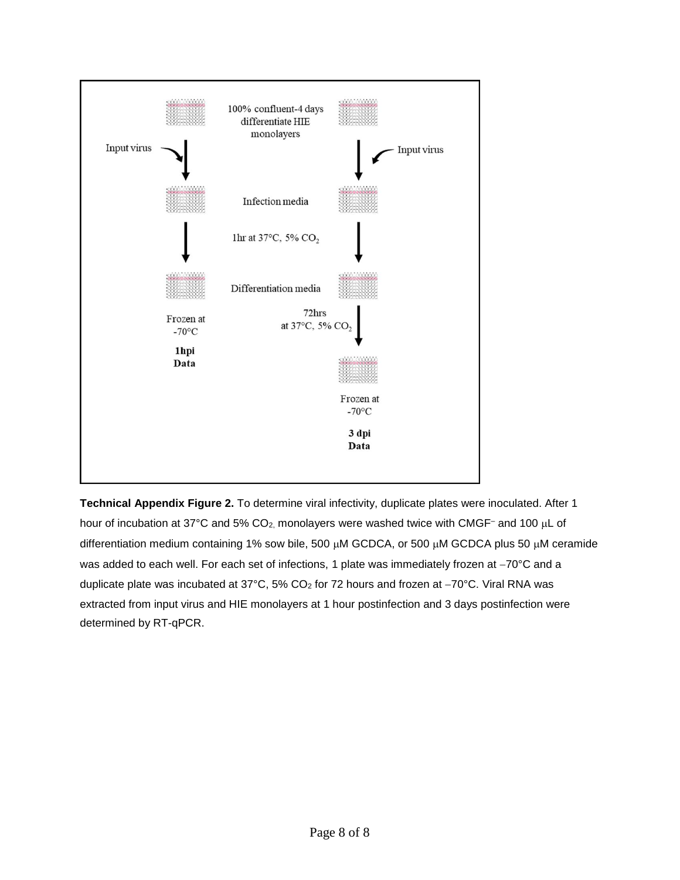100% confluent-4 days differentiate HIE monolayers

Input virus

Input virus

Infection media

1hr at 37°C, 5% $CO_2$

Differentiation media

Frozen at -70°C

**1hpi Data**

72hrs at 37°C, 5% $CO_2$

Frozen at -70°C

**3 dpi Data**

**Technical Appendix Figure 2.** To determine viral infectivity, duplicate plates were inoculated. After 1 hour of incubation at 37°C and 5% $CO_2$, monolayers were washed twice with CMGF$^-$ and 100 μL of differentiation medium containing 1% sow bile, 500 μM GCDCA, or 500 μM GCDCA plus 50 μM ceramide was added to each well. For each set of infections, 1 plate was immediately frozen at −70°C and a duplicate plate was incubated at 37°C, 5% $CO_2$ for 72 hours and frozen at −70°C. Viral RNA was extracted from input virus and HIE monolayers at 1 hour postinfection and 3 days postinfection were determined by RT-qPCR.